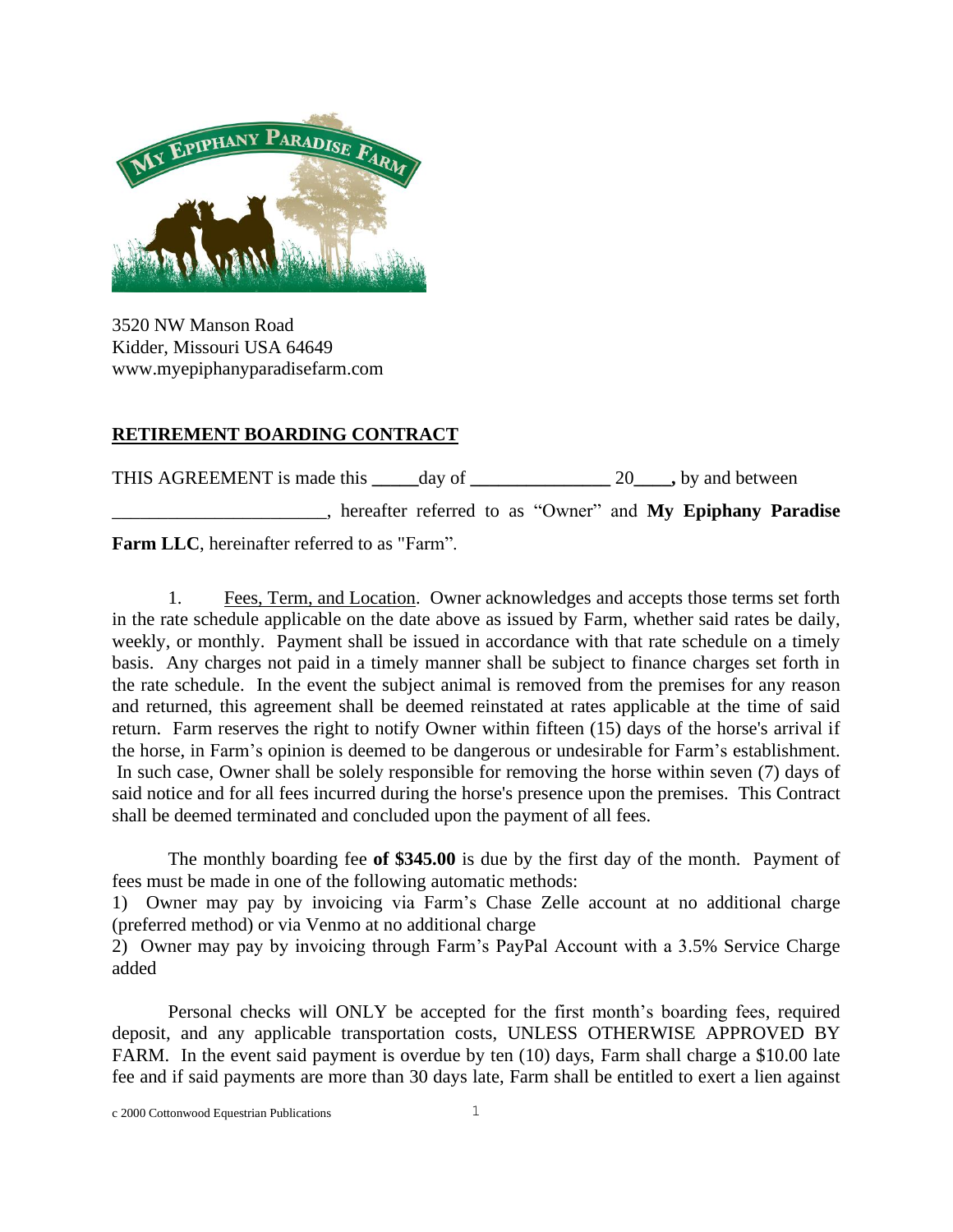3520 NW Manson Road
Kidder, Missouri USA 64649
www.myepiphanyparadisefarm.com

## RETIREMENT BOARDING CONTRACT

THIS AGREEMENT is made this _____day of _______________ 20____, by and between _______________________, hereafter referred to as "Owner" and **My Epiphany Paradise Farm LLC**, hereinafter referred to as "Farm".

1. Fees, Term, and Location. Owner acknowledges and accepts those terms set forth in the rate schedule applicable on the date above as issued by Farm, whether said rates be daily, weekly, or monthly. Payment shall be issued in accordance with that rate schedule on a timely basis. Any charges not paid in a timely manner shall be subject to finance charges set forth in the rate schedule. In the event the subject animal is removed from the premises for any reason and returned, this agreement shall be deemed reinstated at rates applicable at the time of said return. Farm reserves the right to notify Owner within fifteen (15) days of the horse's arrival if the horse, in Farm's opinion is deemed to be dangerous or undesirable for Farm's establishment. In such case, Owner shall be solely responsible for removing the horse within seven (7) days of said notice and for all fees incurred during the horse's presence upon the premises. This Contract shall be deemed terminated and concluded upon the payment of all fees.

The monthly boarding fee **of $345.00** is due by the first day of the month. Payment of fees must be made in one of the following automatic methods:
1) Owner may pay by invoicing via Farm's Chase Zelle account at no additional charge (preferred method) or via Venmo at no additional charge
2) Owner may pay by invoicing through Farm's PayPal Account with a 3.5% Service Charge added

Personal checks will ONLY be accepted for the first month's boarding fees, required deposit, and any applicable transportation costs, UNLESS OTHERWISE APPROVED BY FARM. In the event said payment is overdue by ten (10) days, Farm shall charge a $10.00 late fee and if said payments are more than 30 days late, Farm shall be entitled to exert a lien against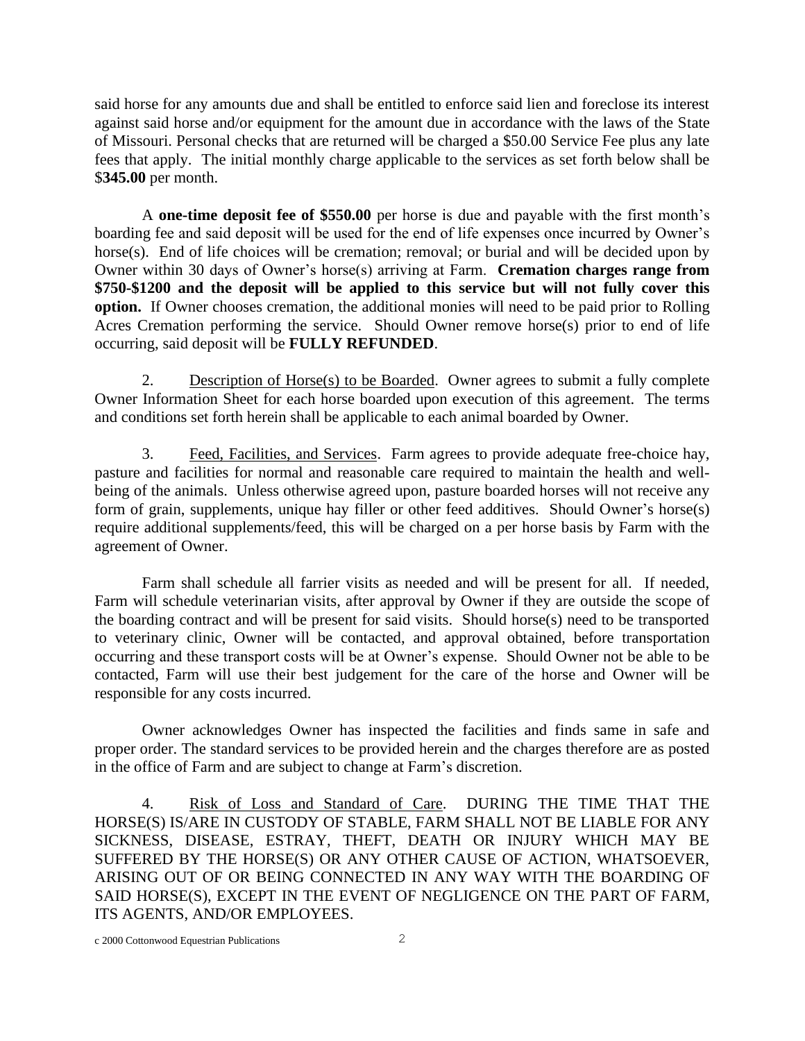said horse for any amounts due and shall be entitled to enforce said lien and foreclose its interest against said horse and/or equipment for the amount due in accordance with the laws of the State of Missouri. Personal checks that are returned will be charged a $50.00 Service Fee plus any late fees that apply. The initial monthly charge applicable to the services as set forth below shall be $**345.00** per month.

A **one-time deposit fee of $550.00** per horse is due and payable with the first month's boarding fee and said deposit will be used for the end of life expenses once incurred by Owner's horse(s). End of life choices will be cremation; removal; or burial and will be decided upon by Owner within 30 days of Owner's horse(s) arriving at Farm. **Cremation charges range from $750-$1200 and the deposit will be applied to this service but will not fully cover this option.** If Owner chooses cremation, the additional monies will need to be paid prior to Rolling Acres Cremation performing the service. Should Owner remove horse(s) prior to end of life occurring, said deposit will be **FULLY REFUNDED**.

2. Description of Horse(s) to be Boarded. Owner agrees to submit a fully complete Owner Information Sheet for each horse boarded upon execution of this agreement. The terms and conditions set forth herein shall be applicable to each animal boarded by Owner.

3. Feed, Facilities, and Services. Farm agrees to provide adequate free-choice hay, pasture and facilities for normal and reasonable care required to maintain the health and well-being of the animals. Unless otherwise agreed upon, pasture boarded horses will not receive any form of grain, supplements, unique hay filler or other feed additives. Should Owner's horse(s) require additional supplements/feed, this will be charged on a per horse basis by Farm with the agreement of Owner.

Farm shall schedule all farrier visits as needed and will be present for all. If needed, Farm will schedule veterinarian visits, after approval by Owner if they are outside the scope of the boarding contract and will be present for said visits. Should horse(s) need to be transported to veterinary clinic, Owner will be contacted, and approval obtained, before transportation occurring and these transport costs will be at Owner's expense. Should Owner not be able to be contacted, Farm will use their best judgement for the care of the horse and Owner will be responsible for any costs incurred.

Owner acknowledges Owner has inspected the facilities and finds same in safe and proper order. The standard services to be provided herein and the charges therefore are as posted in the office of Farm and are subject to change at Farm's discretion.

4. Risk of Loss and Standard of Care. DURING THE TIME THAT THE HORSE(S) IS/ARE IN CUSTODY OF STABLE, FARM SHALL NOT BE LIABLE FOR ANY SICKNESS, DISEASE, ESTRAY, THEFT, DEATH OR INJURY WHICH MAY BE SUFFERED BY THE HORSE(S) OR ANY OTHER CAUSE OF ACTION, WHATSOEVER, ARISING OUT OF OR BEING CONNECTED IN ANY WAY WITH THE BOARDING OF SAID HORSE(S), EXCEPT IN THE EVENT OF NEGLIGENCE ON THE PART OF FARM, ITS AGENTS, AND/OR EMPLOYEES.

c 2000 Cottonwood Equestrian Publications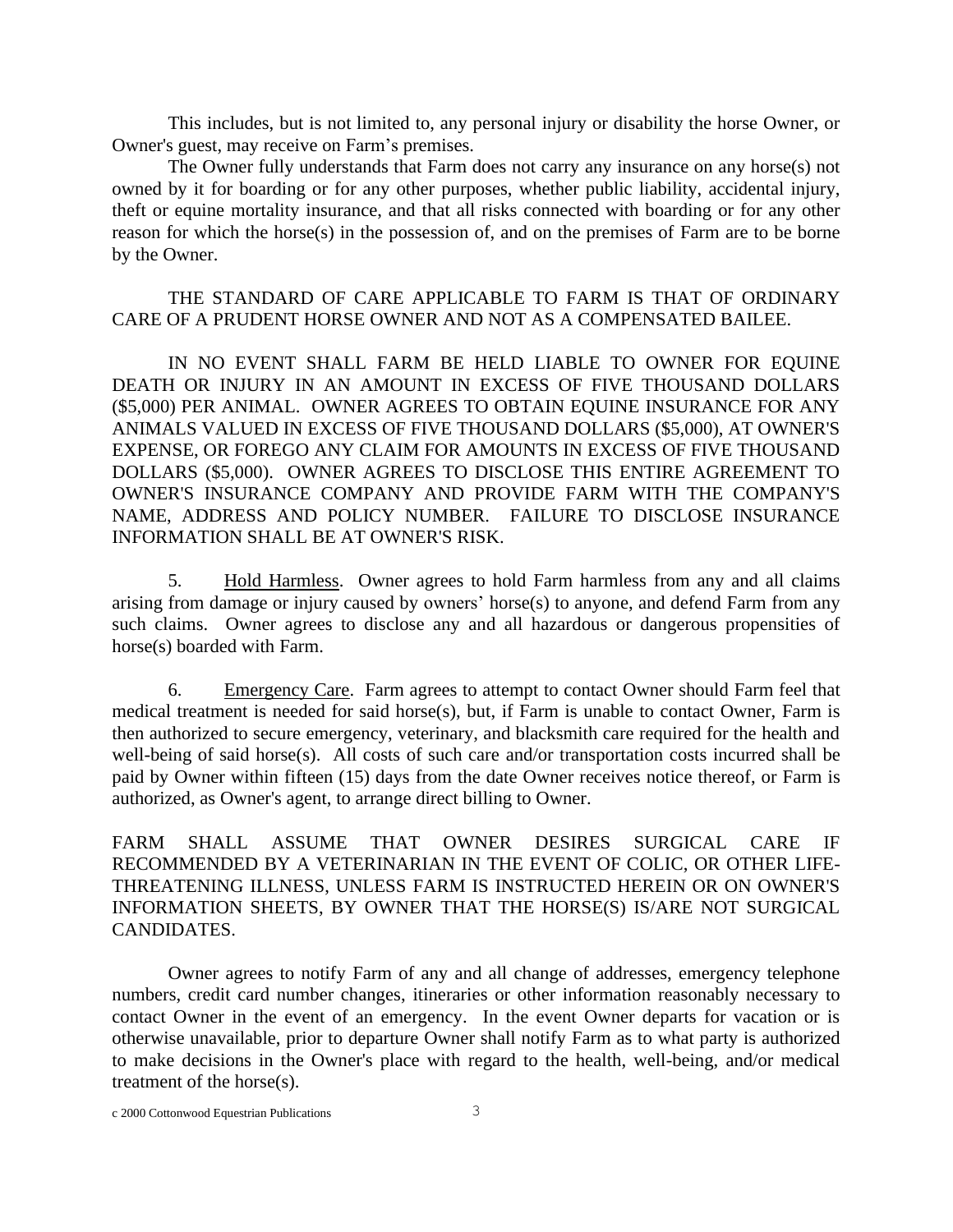This includes, but is not limited to, any personal injury or disability the horse Owner, or Owner's guest, may receive on Farm's premises.

The Owner fully understands that Farm does not carry any insurance on any horse(s) not owned by it for boarding or for any other purposes, whether public liability, accidental injury, theft or equine mortality insurance, and that all risks connected with boarding or for any other reason for which the horse(s) in the possession of, and on the premises of Farm are to be borne by the Owner.

THE STANDARD OF CARE APPLICABLE TO FARM IS THAT OF ORDINARY CARE OF A PRUDENT HORSE OWNER AND NOT AS A COMPENSATED BAILEE.

IN NO EVENT SHALL FARM BE HELD LIABLE TO OWNER FOR EQUINE DEATH OR INJURY IN AN AMOUNT IN EXCESS OF FIVE THOUSAND DOLLARS ($5,000) PER ANIMAL. OWNER AGREES TO OBTAIN EQUINE INSURANCE FOR ANY ANIMALS VALUED IN EXCESS OF FIVE THOUSAND DOLLARS ($5,000), AT OWNER'S EXPENSE, OR FOREGO ANY CLAIM FOR AMOUNTS IN EXCESS OF FIVE THOUSAND DOLLARS ($5,000). OWNER AGREES TO DISCLOSE THIS ENTIRE AGREEMENT TO OWNER'S INSURANCE COMPANY AND PROVIDE FARM WITH THE COMPANY'S NAME, ADDRESS AND POLICY NUMBER. FAILURE TO DISCLOSE INSURANCE INFORMATION SHALL BE AT OWNER'S RISK.

5. Hold Harmless. Owner agrees to hold Farm harmless from any and all claims arising from damage or injury caused by owners' horse(s) to anyone, and defend Farm from any such claims. Owner agrees to disclose any and all hazardous or dangerous propensities of horse(s) boarded with Farm.

6. Emergency Care. Farm agrees to attempt to contact Owner should Farm feel that medical treatment is needed for said horse(s), but, if Farm is unable to contact Owner, Farm is then authorized to secure emergency, veterinary, and blacksmith care required for the health and well-being of said horse(s). All costs of such care and/or transportation costs incurred shall be paid by Owner within fifteen (15) days from the date Owner receives notice thereof, or Farm is authorized, as Owner's agent, to arrange direct billing to Owner.

FARM SHALL ASSUME THAT OWNER DESIRES SURGICAL CARE IF RECOMMENDED BY A VETERINARIAN IN THE EVENT OF COLIC, OR OTHER LIFE-THREATENING ILLNESS, UNLESS FARM IS INSTRUCTED HEREIN OR ON OWNER'S INFORMATION SHEETS, BY OWNER THAT THE HORSE(S) IS/ARE NOT SURGICAL CANDIDATES.

Owner agrees to notify Farm of any and all change of addresses, emergency telephone numbers, credit card number changes, itineraries or other information reasonably necessary to contact Owner in the event of an emergency. In the event Owner departs for vacation or is otherwise unavailable, prior to departure Owner shall notify Farm as to what party is authorized to make decisions in the Owner's place with regard to the health, well-being, and/or medical treatment of the horse(s).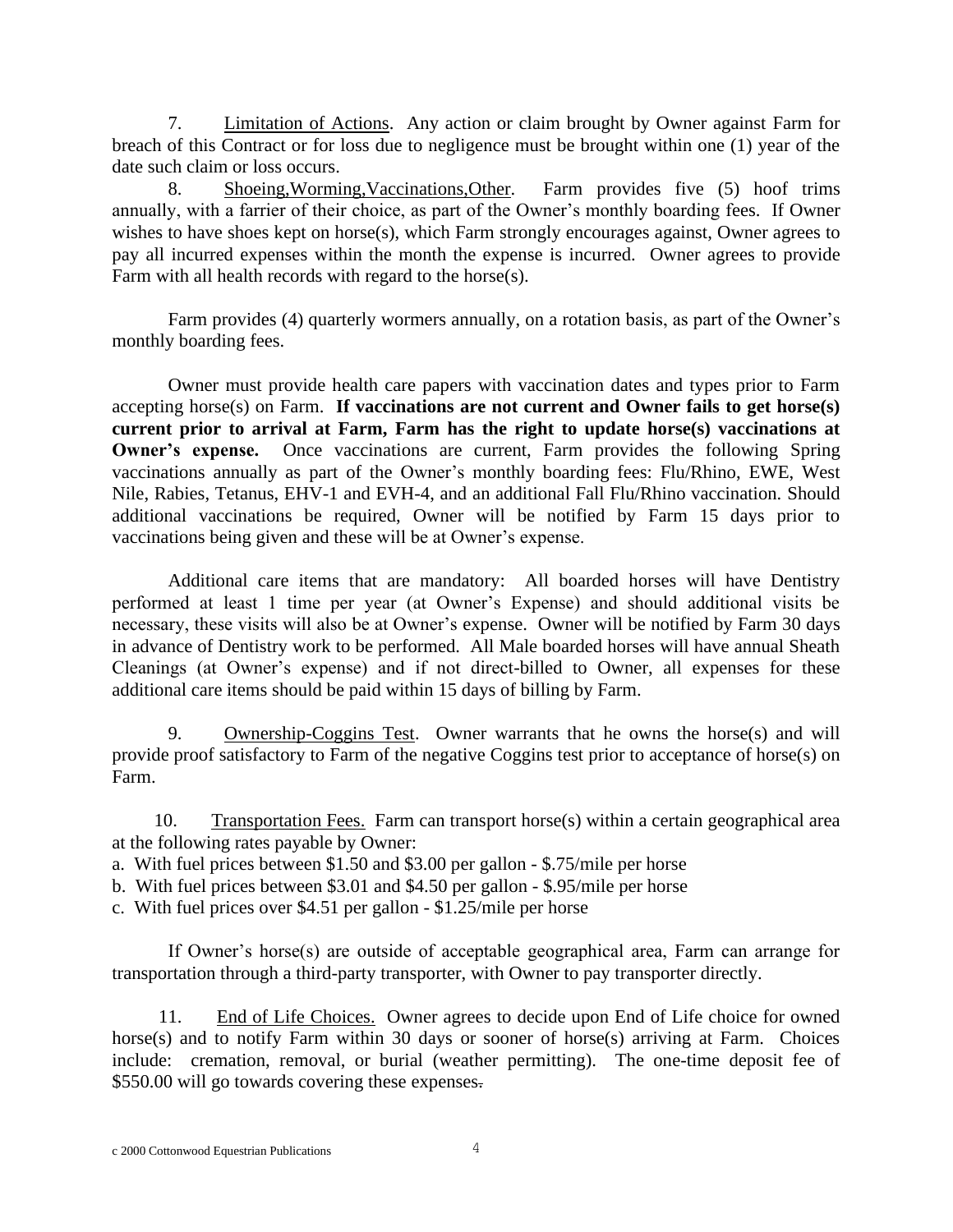7. Limitation of Actions. Any action or claim brought by Owner against Farm for breach of this Contract or for loss due to negligence must be brought within one (1) year of the date such claim or loss occurs.

8. Shoeing,Worming,Vaccinations,Other. Farm provides five (5) hoof trims annually, with a farrier of their choice, as part of the Owner's monthly boarding fees. If Owner wishes to have shoes kept on horse(s), which Farm strongly encourages against, Owner agrees to pay all incurred expenses within the month the expense is incurred. Owner agrees to provide Farm with all health records with regard to the horse(s).

Farm provides (4) quarterly wormers annually, on a rotation basis, as part of the Owner's monthly boarding fees.

Owner must provide health care papers with vaccination dates and types prior to Farm accepting horse(s) on Farm. **If vaccinations are not current and Owner fails to get horse(s) current prior to arrival at Farm, Farm has the right to update horse(s) vaccinations at Owner's expense.** Once vaccinations are current, Farm provides the following Spring vaccinations annually as part of the Owner's monthly boarding fees: Flu/Rhino, EWE, West Nile, Rabies, Tetanus, EHV-1 and EVH-4, and an additional Fall Flu/Rhino vaccination. Should additional vaccinations be required, Owner will be notified by Farm 15 days prior to vaccinations being given and these will be at Owner's expense.

Additional care items that are mandatory: All boarded horses will have Dentistry performed at least 1 time per year (at Owner's Expense) and should additional visits be necessary, these visits will also be at Owner's expense. Owner will be notified by Farm 30 days in advance of Dentistry work to be performed. All Male boarded horses will have annual Sheath Cleanings (at Owner's expense) and if not direct-billed to Owner, all expenses for these additional care items should be paid within 15 days of billing by Farm.

9. Ownership-Coggins Test. Owner warrants that he owns the horse(s) and will provide proof satisfactory to Farm of the negative Coggins test prior to acceptance of horse(s) on Farm.

10. Transportation Fees. Farm can transport horse(s) within a certain geographical area at the following rates payable by Owner:

a. With fuel prices between $1.50 and $3.00 per gallon - $.75/mile per horse
b. With fuel prices between $3.01 and $4.50 per gallon - $.95/mile per horse
c. With fuel prices over $4.51 per gallon - $1.25/mile per horse

If Owner's horse(s) are outside of acceptable geographical area, Farm can arrange for transportation through a third-party transporter, with Owner to pay transporter directly.

11. End of Life Choices. Owner agrees to decide upon End of Life choice for owned horse(s) and to notify Farm within 30 days or sooner of horse(s) arriving at Farm. Choices include: cremation, removal, or burial (weather permitting). The one-time deposit fee of $550.00 will go towards covering these expenses.

c 2000 Cottonwood Equestrian Publications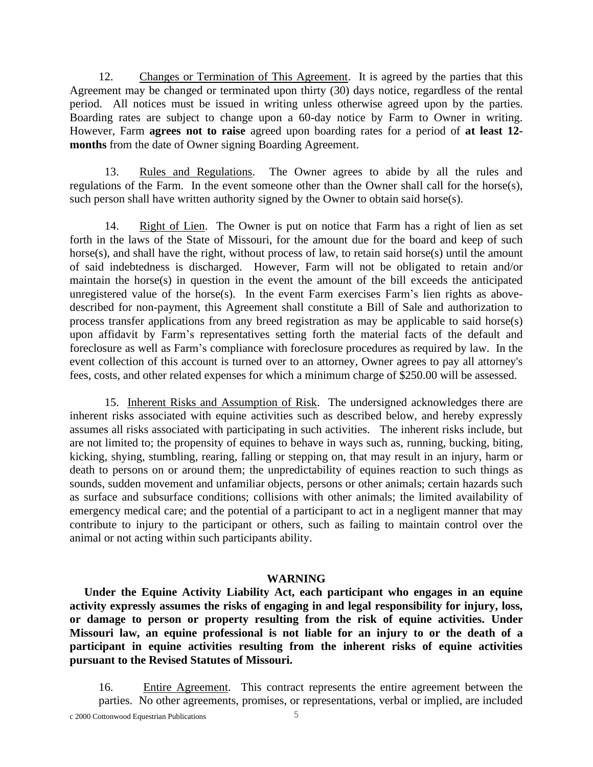12. Changes or Termination of This Agreement. It is agreed by the parties that this Agreement may be changed or terminated upon thirty (30) days notice, regardless of the rental period. All notices must be issued in writing unless otherwise agreed upon by the parties. Boarding rates are subject to change upon a 60-day notice by Farm to Owner in writing. However, Farm **agrees not to raise** agreed upon boarding rates for a period of **at least 12-months** from the date of Owner signing Boarding Agreement.

13. Rules and Regulations. The Owner agrees to abide by all the rules and regulations of the Farm. In the event someone other than the Owner shall call for the horse(s), such person shall have written authority signed by the Owner to obtain said horse(s).

14. Right of Lien. The Owner is put on notice that Farm has a right of lien as set forth in the laws of the State of Missouri, for the amount due for the board and keep of such horse(s), and shall have the right, without process of law, to retain said horse(s) until the amount of said indebtedness is discharged. However, Farm will not be obligated to retain and/or maintain the horse(s) in question in the event the amount of the bill exceeds the anticipated unregistered value of the horse(s). In the event Farm exercises Farm's lien rights as above-described for non-payment, this Agreement shall constitute a Bill of Sale and authorization to process transfer applications from any breed registration as may be applicable to said horse(s) upon affidavit by Farm's representatives setting forth the material facts of the default and foreclosure as well as Farm's compliance with foreclosure procedures as required by law. In the event collection of this account is turned over to an attorney, Owner agrees to pay all attorney's fees, costs, and other related expenses for which a minimum charge of $250.00 will be assessed.

15. Inherent Risks and Assumption of Risk. The undersigned acknowledges there are inherent risks associated with equine activities such as described below, and hereby expressly assumes all risks associated with participating in such activities. The inherent risks include, but are not limited to; the propensity of equines to behave in ways such as, running, bucking, biting, kicking, shying, stumbling, rearing, falling or stepping on, that may result in an injury, harm or death to persons on or around them; the unpredictability of equines reaction to such things as sounds, sudden movement and unfamiliar objects, persons or other animals; certain hazards such as surface and subsurface conditions; collisions with other animals; the limited availability of emergency medical care; and the potential of a participant to act in a negligent manner that may contribute to injury to the participant or others, such as failing to maintain control over the animal or not acting within such participants ability.

**WARNING**

**Under the Equine Activity Liability Act, each participant who engages in an equine activity expressly assumes the risks of engaging in and legal responsibility for injury, loss, or damage to person or property resulting from the risk of equine activities. Under Missouri law, an equine professional is not liable for an injury to or the death of a participant in equine activities resulting from the inherent risks of equine activities pursuant to the Revised Statutes of Missouri.**

16. Entire Agreement. This contract represents the entire agreement between the parties. No other agreements, promises, or representations, verbal or implied, are included

c 2000 Cottonwood Equestrian Publications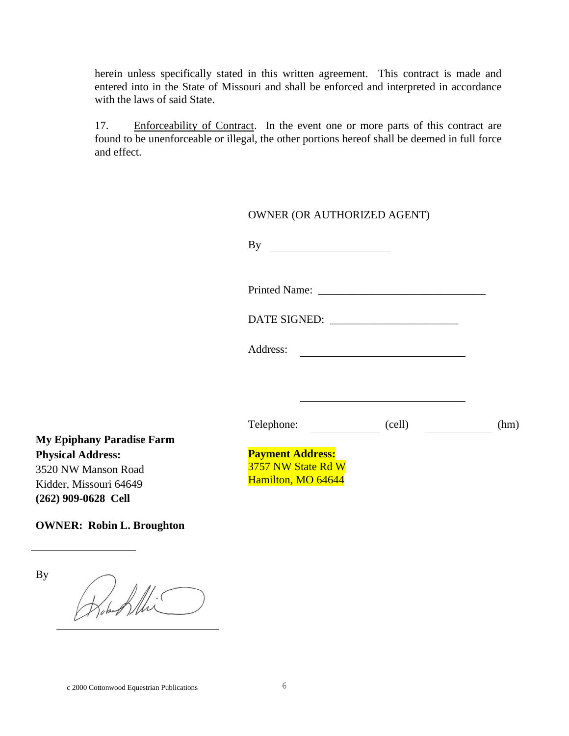herein unless specifically stated in this written agreement. This contract is made and entered into in the State of Missouri and shall be enforced and interpreted in accordance with the laws of said State.

17. Enforceability of Contract. In the event one or more parts of this contract are found to be unenforceable or illegal, the other portions hereof shall be deemed in full force and effect.

OWNER (OR AUTHORIZED AGENT)

By ______________________

Printed Name: ______________________________

DATE SIGNED: _______________________

Address: ______________________________

______________________________

Telephone: ____________ (cell) ____________ (hm)

**Payment Address:**
3757 NW State Rd W
Hamilton, MO 64644

**My Epiphany Paradise Farm**
**Physical Address:**
3520 NW Manson Road
Kidder, Missouri 64649
**(262) 909-0628 Cell**

**OWNER: Robin L. Broughton**

By ______________________

c 2000 Cottonwood Equestrian Publications